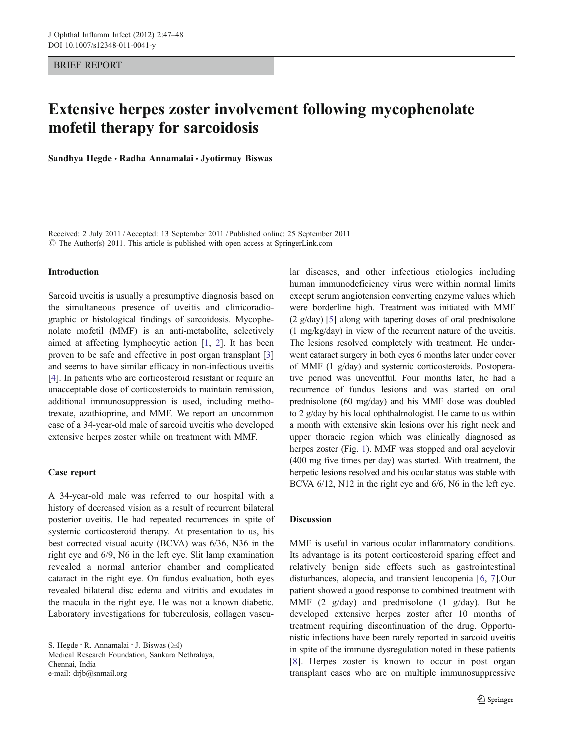BRIEF REPORT

# Extensive herpes zoster involvement following mycophenolate mofetil therapy for sarcoidosis

**Sandhya Hegde · Radha Annamalai · Jyotirmay Biswas**

Received: 2 July 2011 / Accepted: 13 September 2011 / Published online: 25 September 2011
© The Author(s) 2011. This article is published with open access at SpringerLink.com

## Introduction

Sarcoid uveitis is usually a presumptive diagnosis based on the simultaneous presence of uveitis and clinicoradiographic or histological findings of sarcoidosis. Mycophenolate mofetil (MMF) is an anti-metabolite, selectively aimed at affecting lymphocytic action [1, 2]. It has been proven to be safe and effective in post organ transplant [3] and seems to have similar efficacy in non-infectious uveitis [4]. In patients who are corticosteroid resistant or require an unacceptable dose of corticosteroids to maintain remission, additional immunosuppression is used, including methotrexate, azathioprine, and MMF. We report an uncommon case of a 34-year-old male of sarcoid uveitis who developed extensive herpes zoster while on treatment with MMF.

## Case report

A 34-year-old male was referred to our hospital with a history of decreased vision as a result of recurrent bilateral posterior uveitis. He had repeated recurrences in spite of systemic corticosteroid therapy. At presentation to us, his best corrected visual acuity (BCVA) was 6/36, N36 in the right eye and 6/9, N6 in the left eye. Slit lamp examination revealed a normal anterior chamber and complicated cataract in the right eye. On fundus evaluation, both eyes revealed bilateral disc edema and vitritis and exudates in the macula in the right eye. He was not a known diabetic. Laboratory investigations for tuberculosis, collagen vascular diseases, and other infectious etiologies including human immunodeficiency virus were within normal limits except serum angiotension converting enzyme values which were borderline high. Treatment was initiated with MMF (2 g/day) [5] along with tapering doses of oral prednisolone (1 mg/kg/day) in view of the recurrent nature of the uveitis. The lesions resolved completely with treatment. He underwent cataract surgery in both eyes 6 months later under cover of MMF (1 g/day) and systemic corticosteroids. Postoperative period was uneventful. Four months later, he had a recurrence of fundus lesions and was started on oral prednisolone (60 mg/day) and his MMF dose was doubled to 2 g/day by his local ophthalmologist. He came to us within a month with extensive skin lesions over his right neck and upper thoracic region which was clinically diagnosed as herpes zoster (Fig. 1). MMF was stopped and oral acyclovir (400 mg five times per day) was started. With treatment, the herpetic lesions resolved and his ocular status was stable with BCVA 6/12, N12 in the right eye and 6/6, N6 in the left eye.

## Discussion

MMF is useful in various ocular inflammatory conditions. Its advantage is its potent corticosteroid sparing effect and relatively benign side effects such as gastrointestinal disturbances, alopecia, and transient leucopenia [6, 7].Our patient showed a good response to combined treatment with MMF (2 g/day) and prednisolone (1 g/day). But he developed extensive herpes zoster after 10 months of treatment requiring discontinuation of the drug. Opportunistic infections have been rarely reported in sarcoid uveitis in spite of the immune dysregulation noted in these patients [8]. Herpes zoster is known to occur in post organ transplant cases who are on multiple immunosuppressive

S. Hegde · R. Annamalai · J. Biswas (✉)
Medical Research Foundation, Sankara Nethralaya,
Chennai, India
e-mail: drjb@snmail.org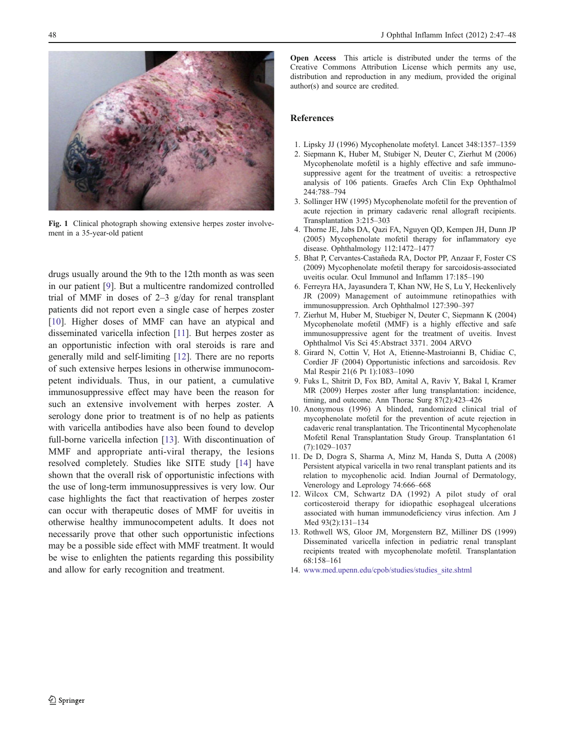Fig. 1 Clinical photograph showing extensive herpes zoster involvement in a 35-year-old patient

drugs usually around the 9th to the 12th month as was seen in our patient [9]. But a multicentre randomized controlled trial of MMF in doses of 2–3 g/day for renal transplant patients did not report even a single case of herpes zoster [10]. Higher doses of MMF can have an atypical and disseminated varicella infection [11]. But herpes zoster as an opportunistic infection with oral steroids is rare and generally mild and self-limiting [12]. There are no reports of such extensive herpes lesions in otherwise immunocompetent individuals. Thus, in our patient, a cumulative immunosuppressive effect may have been the reason for such an extensive involvement with herpes zoster. A serology done prior to treatment is of no help as patients with varicella antibodies have also been found to develop full-borne varicella infection [13]. With discontinuation of MMF and appropriate anti-viral therapy, the lesions resolved completely. Studies like SITE study [14] have shown that the overall risk of opportunistic infections with the use of long-term immunosuppressives is very low. Our case highlights the fact that reactivation of herpes zoster can occur with therapeutic doses of MMF for uveitis in otherwise healthy immunocompetent adults. It does not necessarily prove that other such opportunistic infections may be a possible side effect with MMF treatment. It would be wise to enlighten the patients regarding this possibility and allow for early recognition and treatment.

**Open Access** This article is distributed under the terms of the Creative Commons Attribution License which permits any use, distribution and reproduction in any medium, provided the original author(s) and source are credited.

## References

1. Lipsky JJ (1996) Mycophenolate mofetyl. Lancet 348:1357–1359
2. Siepmann K, Huber M, Stubiger N, Deuter C, Zierhut M (2006) Mycophenolate mofetil is a highly effective and safe immunosuppressive agent for the treatment of uveitis: a retrospective analysis of 106 patients. Graefes Arch Clin Exp Ophthalmol 244:788–794
3. Sollinger HW (1995) Mycophenolate mofetil for the prevention of acute rejection in primary cadaveric renal allograft recipients. Transplantation 3:215–303
4. Thorne JE, Jabs DA, Qazi FA, Nguyen QD, Kempen JH, Dunn JP (2005) Mycophenolate mofetil therapy for inflammatory eye disease. Ophthalmology 112:1472–1477
5. Bhat P, Cervantes-Castañeda RA, Doctor PP, Anzaar F, Foster CS (2009) Mycophenolate mofetil therapy for sarcoidosis-associated uveitis ocular. Ocul Immunol and Inflamm 17:185–190
6. Ferreyra HA, Jayasundera T, Khan NW, He S, Lu Y, Heckenlively JR (2009) Management of autoimmune retinopathies with immunosuppression. Arch Ophthalmol 127:390–397
7. Zierhut M, Huber M, Stuebiger N, Deuter C, Siepmann K (2004) Mycophenolate mofetil (MMF) is a highly effective and safe immunosuppressive agent for the treatment of uveitis. Invest Ophthalmol Vis Sci 45:Abstract 3371. 2004 ARVO
8. Girard N, Cottin V, Hot A, Etienne-Mastroianni B, Chidiac C, Cordier JF (2004) Opportunistic infections and sarcoidosis. Rev Mal Respir 21(6 Pt 1):1083–1090
9. Fuks L, Shitrit D, Fox BD, Amital A, Raviv Y, Bakal I, Kramer MR (2009) Herpes zoster after lung transplantation: incidence, timing, and outcome. Ann Thorac Surg 87(2):423–426
10. Anonymous (1996) A blinded, randomized clinical trial of mycophenolate mofetil for the prevention of acute rejection in cadaveric renal transplantation. The Tricontinental Mycophenolate Mofetil Renal Transplantation Study Group. Transplantation 61 (7):1029–1037
11. De D, Dogra S, Sharma A, Minz M, Handa S, Dutta A (2008) Persistent atypical varicella in two renal transplant patients and its relation to mycophenolic acid. Indian Journal of Dermatology, Venerology and Leprology 74:666–668
12. Wilcox CM, Schwartz DA (1992) A pilot study of oral corticosteroid therapy for idiopathic esophageal ulcerations associated with human immunodeficiency virus infection. Am J Med 93(2):131–134
13. Rothwell WS, Gloor JM, Morgenstern BZ, Milliner DS (1999) Disseminated varicella infection in pediatric renal transplant recipients treated with mycophenolate mofetil. Transplantation 68:158–161
14. www.med.upenn.edu/cpob/studies/studies_site.shtml